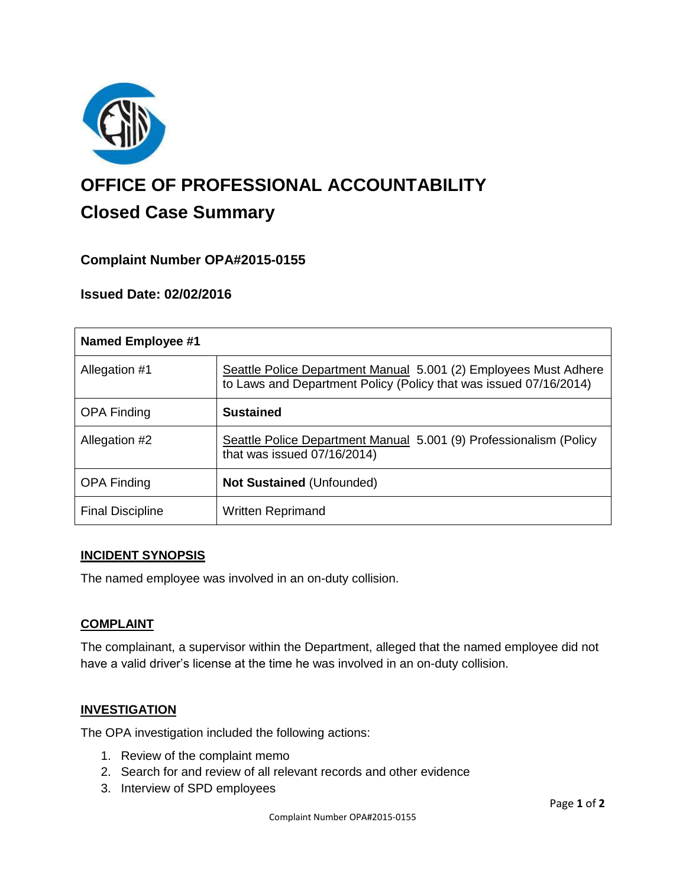# OFFICE OF PROFESSIONAL ACCOUNTABILITY

## Closed Case Summary

### Complaint Number OPA#2015-0155

### Issued Date: 02/02/2016

| Named Employee #1 | |
|---|---|
| Allegation #1 | Seattle Police Department Manual 5.001 (2) Employees Must Adhere to Laws and Department Policy (Policy that was issued 07/16/2014) |
| OPA Finding | **Sustained** |
| Allegation #2 | Seattle Police Department Manual 5.001 (9) Professionalism (Policy that was issued 07/16/2014) |
| OPA Finding | **Not Sustained** (Unfounded) |
| Final Discipline | Written Reprimand |

**INCIDENT SYNOPSIS**

The named employee was involved in an on-duty collision.

**COMPLAINT**

The complainant, a supervisor within the Department, alleged that the named employee did not have a valid driver's license at the time he was involved in an on-duty collision.

**INVESTIGATION**

The OPA investigation included the following actions:

1. Review of the complaint memo
2. Search for and review of all relevant records and other evidence
3. Interview of SPD employees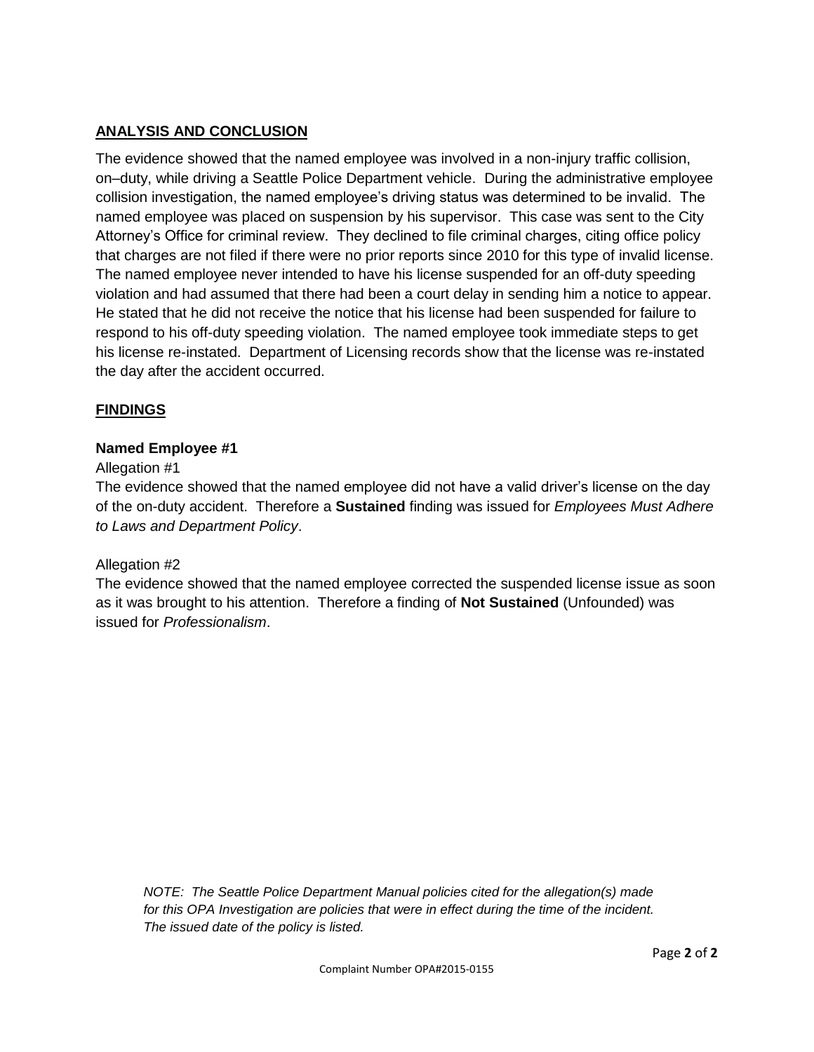## ANALYSIS AND CONCLUSION

The evidence showed that the named employee was involved in a non-injury traffic collision, on–duty, while driving a Seattle Police Department vehicle. During the administrative employee collision investigation, the named employee's driving status was determined to be invalid. The named employee was placed on suspension by his supervisor. This case was sent to the City Attorney's Office for criminal review. They declined to file criminal charges, citing office policy that charges are not filed if there were no prior reports since 2010 for this type of invalid license. The named employee never intended to have his license suspended for an off-duty speeding violation and had assumed that there had been a court delay in sending him a notice to appear. He stated that he did not receive the notice that his license had been suspended for failure to respond to his off-duty speeding violation. The named employee took immediate steps to get his license re-instated. Department of Licensing records show that the license was re-instated the day after the accident occurred.

## FINDINGS

**Named Employee #1**

Allegation #1

The evidence showed that the named employee did not have a valid driver's license on the day of the on-duty accident. Therefore a **Sustained** finding was issued for *Employees Must Adhere to Laws and Department Policy*.

Allegation #2

The evidence showed that the named employee corrected the suspended license issue as soon as it was brought to his attention. Therefore a finding of **Not Sustained** (Unfounded) was issued for *Professionalism*.

*NOTE: The Seattle Police Department Manual policies cited for the allegation(s) made for this OPA Investigation are policies that were in effect during the time of the incident. The issued date of the policy is listed.*

Complaint Number OPA#2015-0155